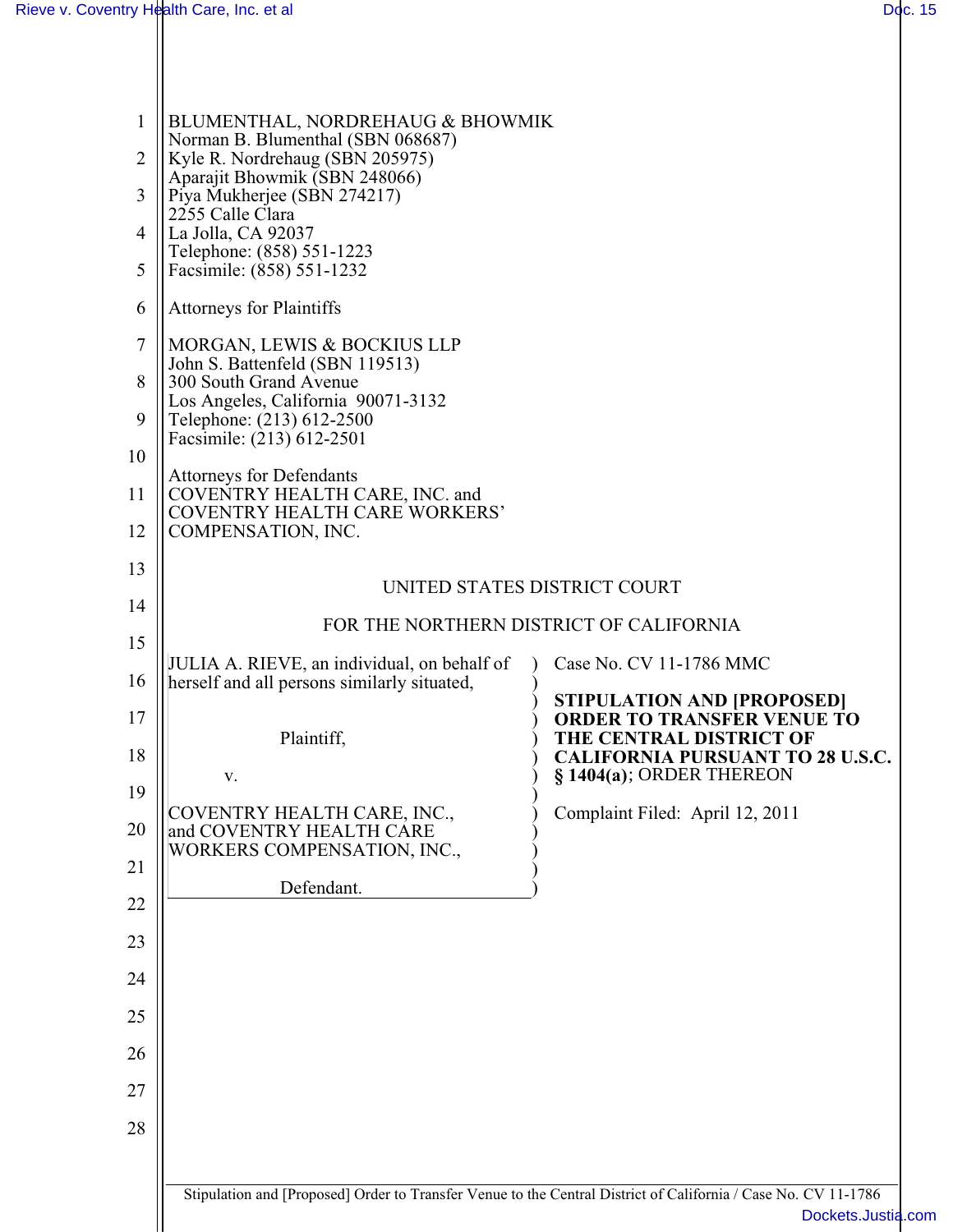BLUMENTHAL, NORDREHAUG & BHOWMIK
Norman B. Blumenthal (SBN 068687)
Kyle R. Nordrehaug (SBN 205975)
Aparajit Bhowmik (SBN 248066)
Piya Mukherjee (SBN 274217)
2255 Calle Clara
La Jolla, CA 92037
Telephone: (858) 551-1223
Facsimile: (858) 551-1232

Attorneys for Plaintiffs

MORGAN, LEWIS & BOCKIUS LLP
John S. Battenfeld (SBN 119513)
300 South Grand Avenue
Los Angeles, California 90071-3132
Telephone: (213) 612-2500
Facsimile: (213) 612-2501

Attorneys for Defendants
COVENTRY HEALTH CARE, INC. and
COVENTRY HEALTH CARE WORKERS'
COMPENSATION, INC.

UNITED STATES DISTRICT COURT

FOR THE NORTHERN DISTRICT OF CALIFORNIA

JULIA A. RIEVE, an individual, on behalf of herself and all persons similarly situated,

Plaintiff,

v.

COVENTRY HEALTH CARE, INC., and COVENTRY HEALTH CARE WORKERS COMPENSATION, INC.,

Defendant.

Case No. CV 11-1786 MMC

**STIPULATION AND [PROPOSED] ORDER TO TRANSFER VENUE TO THE CENTRAL DISTRICT OF CALIFORNIA PURSUANT TO 28 U.S.C. § 1404(a)**; ORDER THEREON

Complaint Filed: April 12, 2011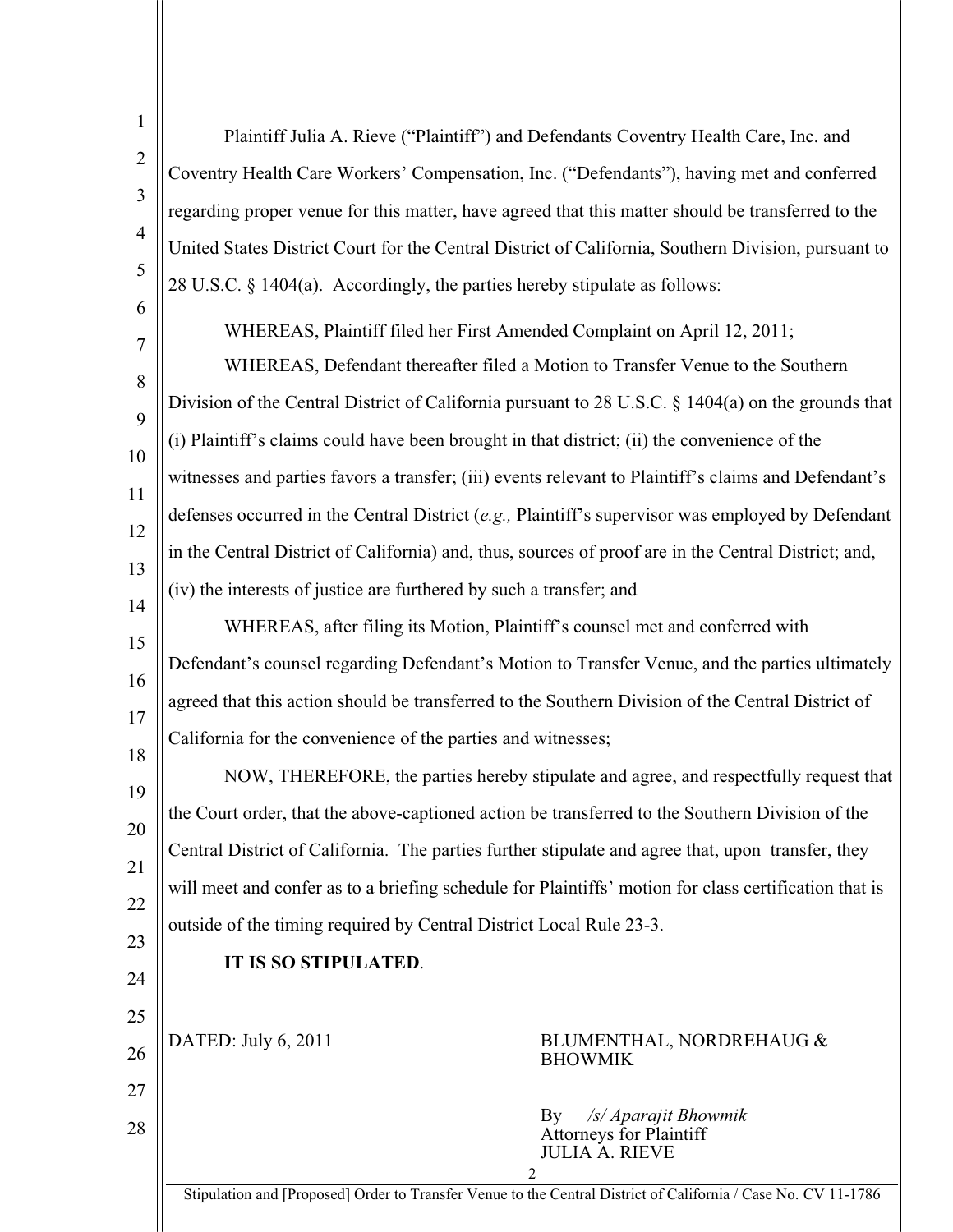Plaintiff Julia A. Rieve ("Plaintiff") and Defendants Coventry Health Care, Inc. and Coventry Health Care Workers' Compensation, Inc. ("Defendants"), having met and conferred regarding proper venue for this matter, have agreed that this matter should be transferred to the United States District Court for the Central District of California, Southern Division, pursuant to 28 U.S.C. § 1404(a). Accordingly, the parties hereby stipulate as follows:

WHEREAS, Plaintiff filed her First Amended Complaint on April 12, 2011;

WHEREAS, Defendant thereafter filed a Motion to Transfer Venue to the Southern Division of the Central District of California pursuant to 28 U.S.C. § 1404(a) on the grounds that (i) Plaintiff's claims could have been brought in that district; (ii) the convenience of the witnesses and parties favors a transfer; (iii) events relevant to Plaintiff's claims and Defendant's defenses occurred in the Central District (*e.g.,* Plaintiff's supervisor was employed by Defendant in the Central District of California) and, thus, sources of proof are in the Central District; and, (iv) the interests of justice are furthered by such a transfer; and

WHEREAS, after filing its Motion, Plaintiff's counsel met and conferred with Defendant's counsel regarding Defendant's Motion to Transfer Venue, and the parties ultimately agreed that this action should be transferred to the Southern Division of the Central District of California for the convenience of the parties and witnesses;

NOW, THEREFORE, the parties hereby stipulate and agree, and respectfully request that the Court order, that the above-captioned action be transferred to the Southern Division of the Central District of California. The parties further stipulate and agree that, upon transfer, they will meet and confer as to a briefing schedule for Plaintiffs' motion for class certification that is outside of the timing required by Central District Local Rule 23-3.

**IT IS SO STIPULATED**.

DATED: July 6, 2011

BLUMENTHAL, NORDREHAUG & BHOWMIK

By */s/ Aparajit Bhowmik*
Attorneys for Plaintiff
JULIA A. RIEVE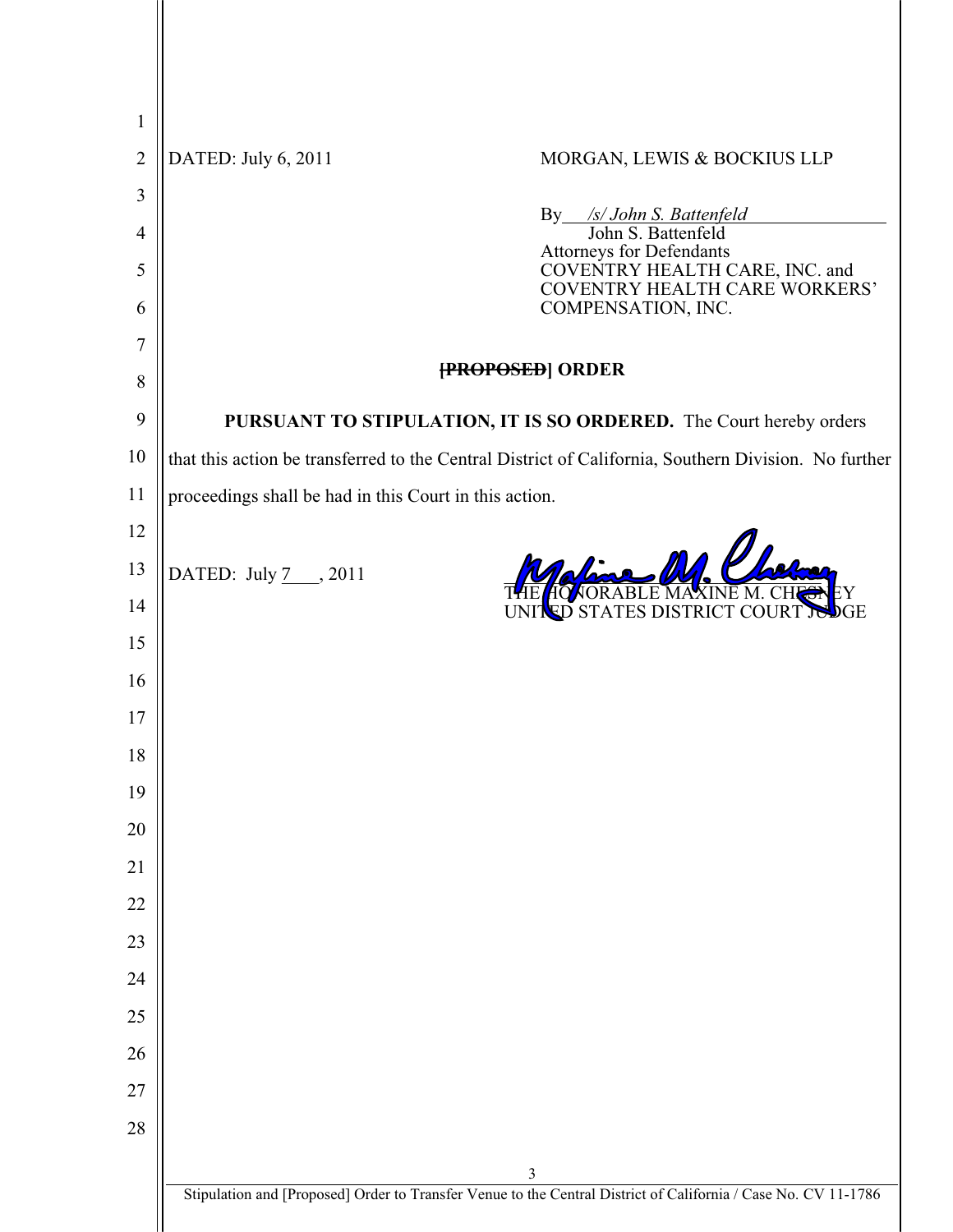DATED: July 6, 2011

MORGAN, LEWIS & BOCKIUS LLP

By /s/ John S. Battenfeld
John S. Battenfeld
Attorneys for Defendants
COVENTRY HEALTH CARE, INC. and
COVENTRY HEALTH CARE WORKERS' COMPENSATION, INC.

**~~[PROPOSED]~~ ORDER**

**PURSUANT TO STIPULATION, IT IS SO ORDERED.** The Court hereby orders that this action be transferred to the Central District of California, Southern Division. No further proceedings shall be had in this Court in this action.

DATED: July 7, 2011

THE HONORABLE MAXINE M. CHESNEY
UNITED STATES DISTRICT COURT JUDGE

Stipulation and [Proposed] Order to Transfer Venue to the Central District of California / Case No. CV 11-1786